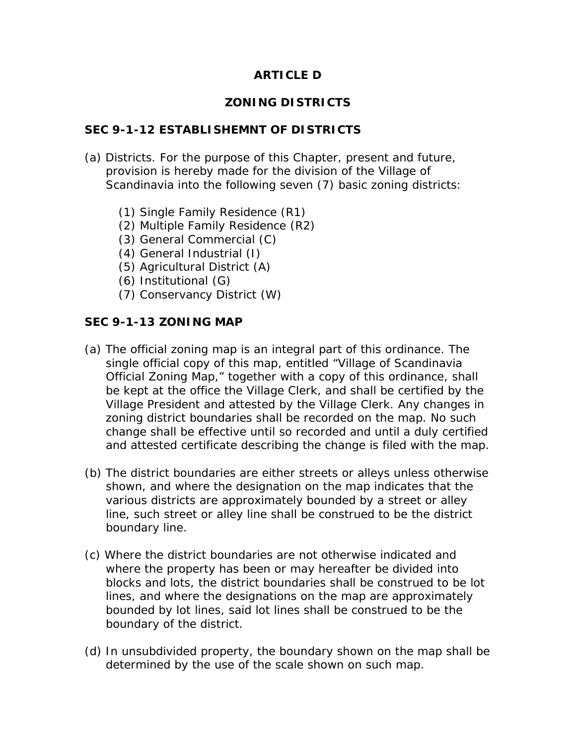# ARTICLE D

# ZONING DISTRICTS

## SEC 9-1-12 ESTABLISHEMNT OF DISTRICTS

(a) Districts. For the purpose of this Chapter, present and future, provision is hereby made for the division of the Village of Scandinavia into the following seven (7) basic zoning districts:

(1) Single Family Residence (R1)
(2) Multiple Family Residence (R2)
(3) General Commercial (C)
(4) General Industrial (I)
(5) Agricultural District (A)
(6) Institutional (G)
(7) Conservancy District (W)

## SEC 9-1-13 ZONING MAP

(a) The official zoning map is an integral part of this ordinance. The single official copy of this map, entitled "Village of Scandinavia Official Zoning Map," together with a copy of this ordinance, shall be kept at the office the Village Clerk, and shall be certified by the Village President and attested by the Village Clerk. Any changes in zoning district boundaries shall be recorded on the map. No such change shall be effective until so recorded and until a duly certified and attested certificate describing the change is filed with the map.

(b) The district boundaries are either streets or alleys unless otherwise shown, and where the designation on the map indicates that the various districts are approximately bounded by a street or alley line, such street or alley line shall be construed to be the district boundary line.

(c) Where the district boundaries are not otherwise indicated and where the property has been or may hereafter be divided into blocks and lots, the district boundaries shall be construed to be lot lines, and where the designations on the map are approximately bounded by lot lines, said lot lines shall be construed to be the boundary of the district.

(d) In unsubdivided property, the boundary shown on the map shall be determined by the use of the scale shown on such map.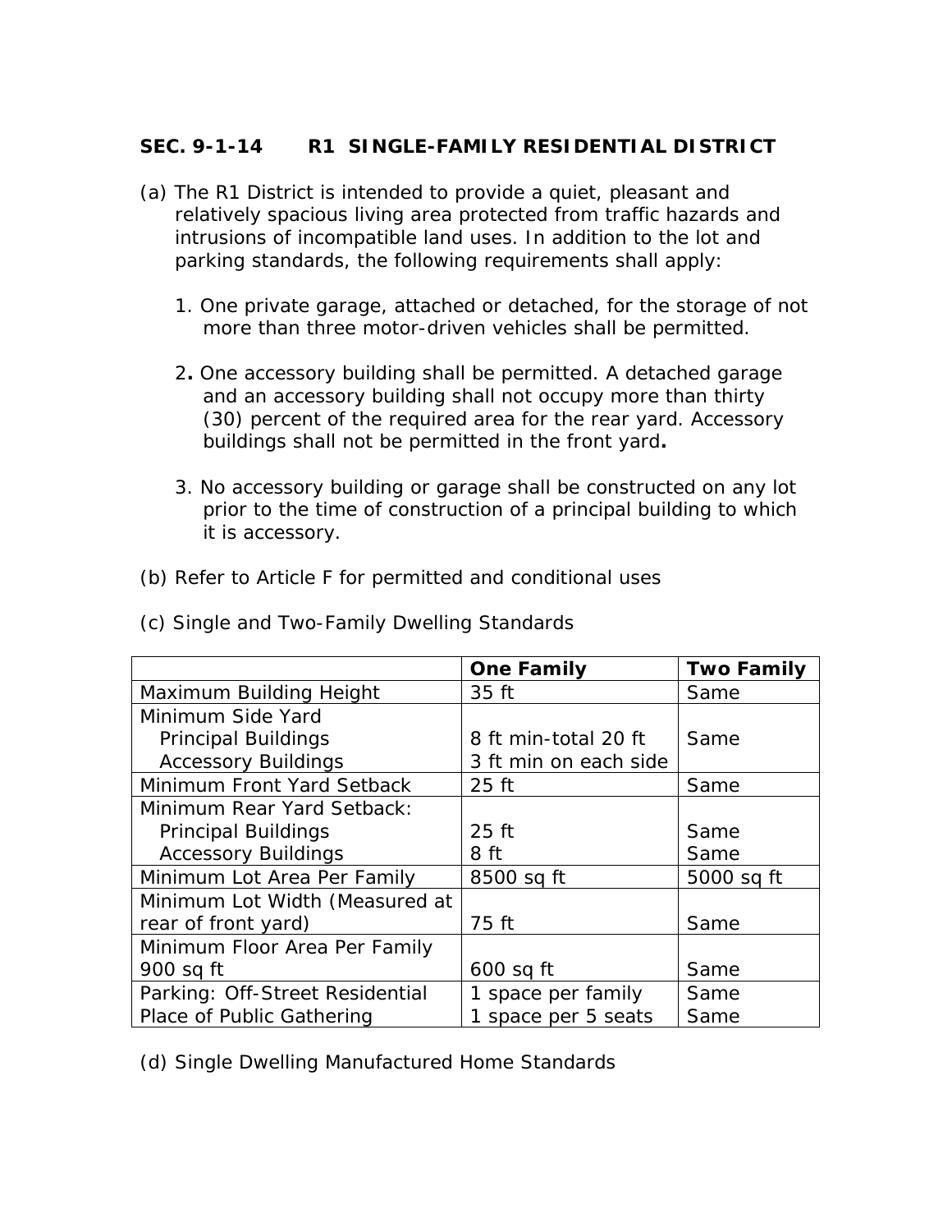## SEC. 9-1-14 R1 SINGLE-FAMILY RESIDENTIAL DISTRICT

(a) The R1 District is intended to provide a quiet, pleasant and relatively spacious living area protected from traffic hazards and intrusions of incompatible land uses. In addition to the lot and parking standards, the following requirements shall apply:

1. One private garage, attached or detached, for the storage of not more than three motor-driven vehicles shall be permitted.

2. One accessory building shall be permitted. A detached garage and an accessory building shall not occupy more than thirty (30) percent of the required area for the rear yard. Accessory buildings shall not be permitted in the front yard.

3. No accessory building or garage shall be constructed on any lot prior to the time of construction of a principal building to which it is accessory.

(b) Refer to Article F for permitted and conditional uses

(c) Single and Two-Family Dwelling Standards

| | **One Family** | **Two Family** |
|---|---|---|
| Maximum Building Height | 35 ft | Same |
| Minimum Side Yard<br>Principal Buildings<br>Accessory Buildings | <br>8 ft min-total 20 ft<br>3 ft min on each side | <br>Same |
| Minimum Front Yard Setback | 25 ft | Same |
| Minimum Rear Yard Setback:<br>Principal Buildings<br>Accessory Buildings | <br>25 ft<br>8 ft | <br>Same<br>Same |
| Minimum Lot Area Per Family | 8500 sq ft | 5000 sq ft |
| Minimum Lot Width (Measured at rear of front yard) | 75 ft | Same |
| Minimum Floor Area Per Family 900 sq ft | 600 sq ft | Same |
| Parking: Off-Street Residential<br>Place of Public Gathering | 1 space per family<br>1 space per 5 seats | Same<br>Same |

(d) Single Dwelling Manufactured Home Standards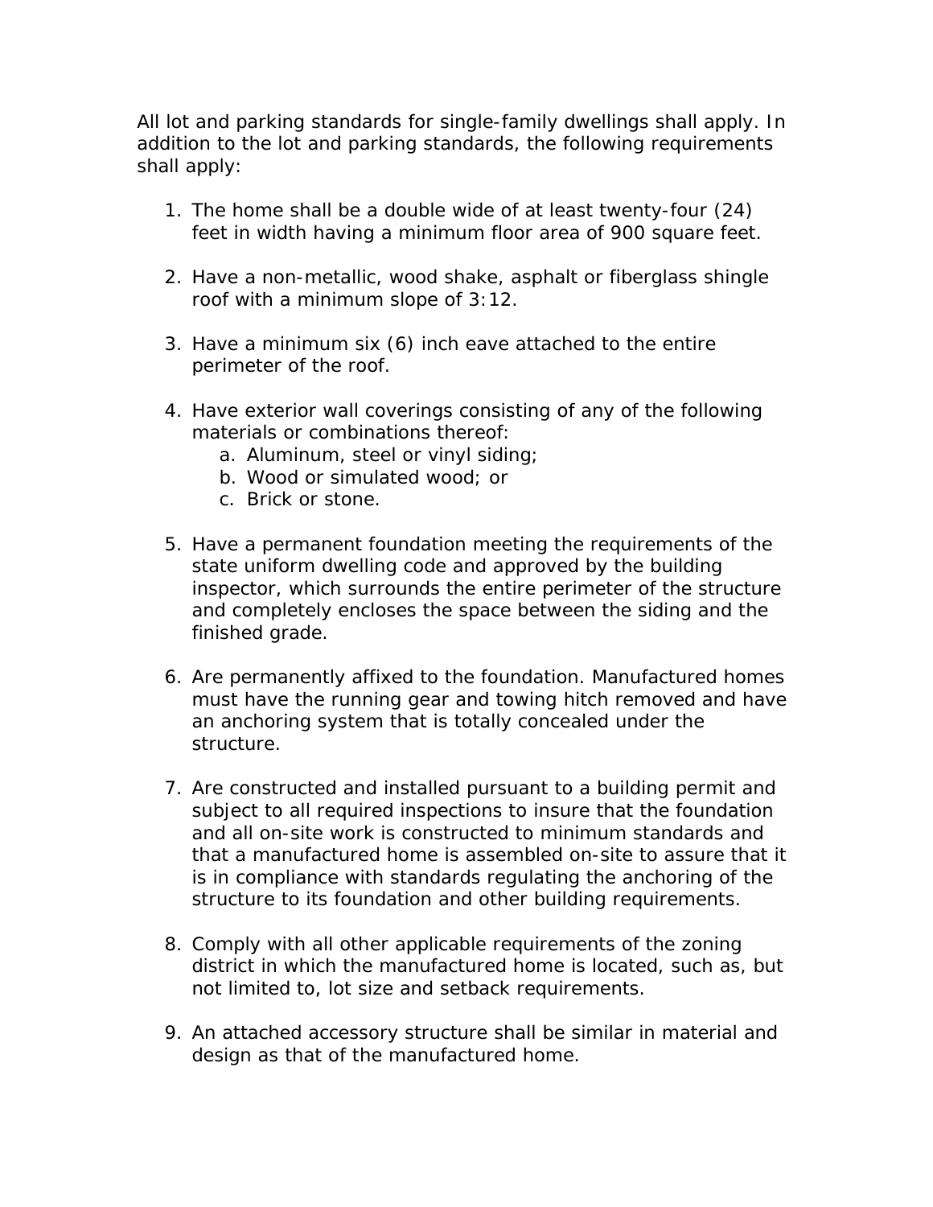All lot and parking standards for single-family dwellings shall apply. In addition to the lot and parking standards, the following requirements shall apply:

1. The home shall be a double wide of at least twenty-four (24) feet in width having a minimum floor area of 900 square feet.

2. Have a non-metallic, wood shake, asphalt or fiberglass shingle roof with a minimum slope of 3:12.

3. Have a minimum six (6) inch eave attached to the entire perimeter of the roof.

4. Have exterior wall coverings consisting of any of the following materials or combinations thereof:
   a. Aluminum, steel or vinyl siding;
   b. Wood or simulated wood; or
   c. Brick or stone.

5. Have a permanent foundation meeting the requirements of the state uniform dwelling code and approved by the building inspector, which surrounds the entire perimeter of the structure and completely encloses the space between the siding and the finished grade.

6. Are permanently affixed to the foundation. Manufactured homes must have the running gear and towing hitch removed and have an anchoring system that is totally concealed under the structure.

7. Are constructed and installed pursuant to a building permit and subject to all required inspections to insure that the foundation and all on-site work is constructed to minimum standards and that a manufactured home is assembled on-site to assure that it is in compliance with standards regulating the anchoring of the structure to its foundation and other building requirements.

8. Comply with all other applicable requirements of the zoning district in which the manufactured home is located, such as, but not limited to, lot size and setback requirements.

9. An attached accessory structure shall be similar in material and design as that of the manufactured home.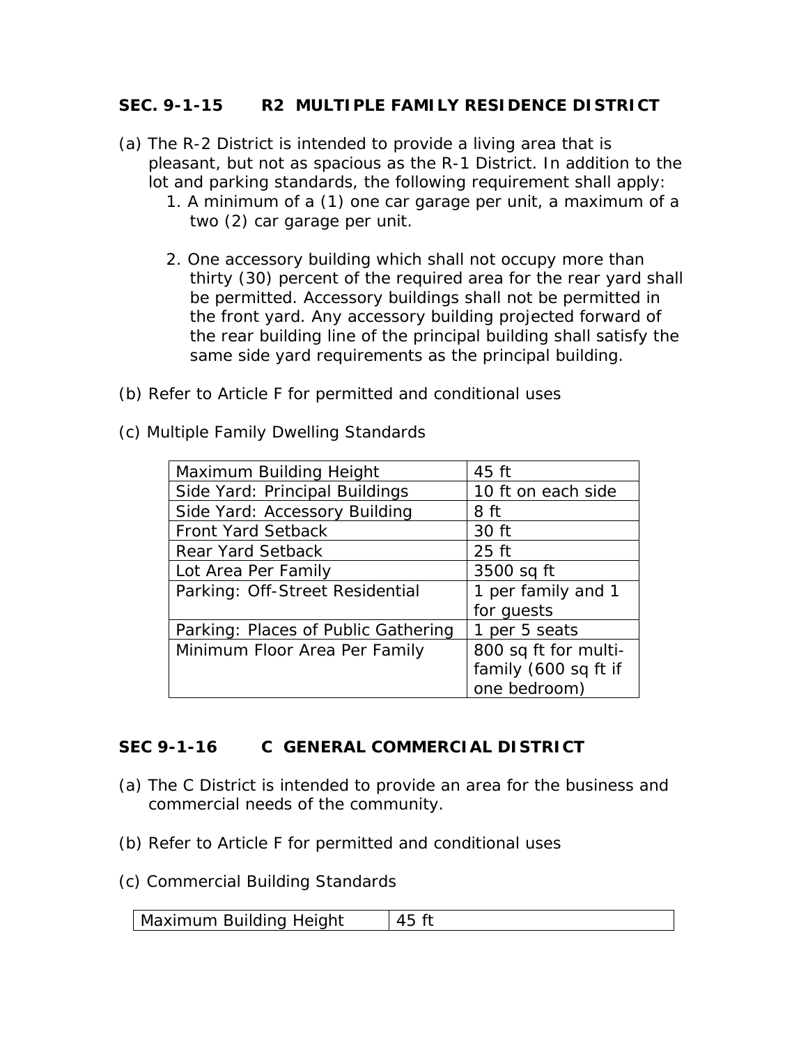## SEC. 9-1-15 R2 MULTIPLE FAMILY RESIDENCE DISTRICT

(a) The R-2 District is intended to provide a living area that is pleasant, but not as spacious as the R-1 District. In addition to the lot and parking standards, the following requirement shall apply:

1. A minimum of a (1) one car garage per unit, a maximum of a two (2) car garage per unit.

2. One accessory building which shall not occupy more than thirty (30) percent of the required area for the rear yard shall be permitted. Accessory buildings shall not be permitted in the front yard. Any accessory building projected forward of the rear building line of the principal building shall satisfy the same side yard requirements as the principal building.

(b) Refer to Article F for permitted and conditional uses

(c) Multiple Family Dwelling Standards

| | |
|---|---|
| Maximum Building Height | 45 ft |
| Side Yard: Principal Buildings | 10 ft on each side |
| Side Yard: Accessory Building | 8 ft |
| Front Yard Setback | 30 ft |
| Rear Yard Setback | 25 ft |
| Lot Area Per Family | 3500 sq ft |
| Parking: Off-Street Residential | 1 per family and 1 for guests |
| Parking: Places of Public Gathering | 1 per 5 seats |
| Minimum Floor Area Per Family | 800 sq ft for multi-family (600 sq ft if one bedroom) |

## SEC 9-1-16 C GENERAL COMMERCIAL DISTRICT

(a) The C District is intended to provide an area for the business and commercial needs of the community.

(b) Refer to Article F for permitted and conditional uses

(c) Commercial Building Standards

| | |
|---|---|
| Maximum Building Height | 45 ft |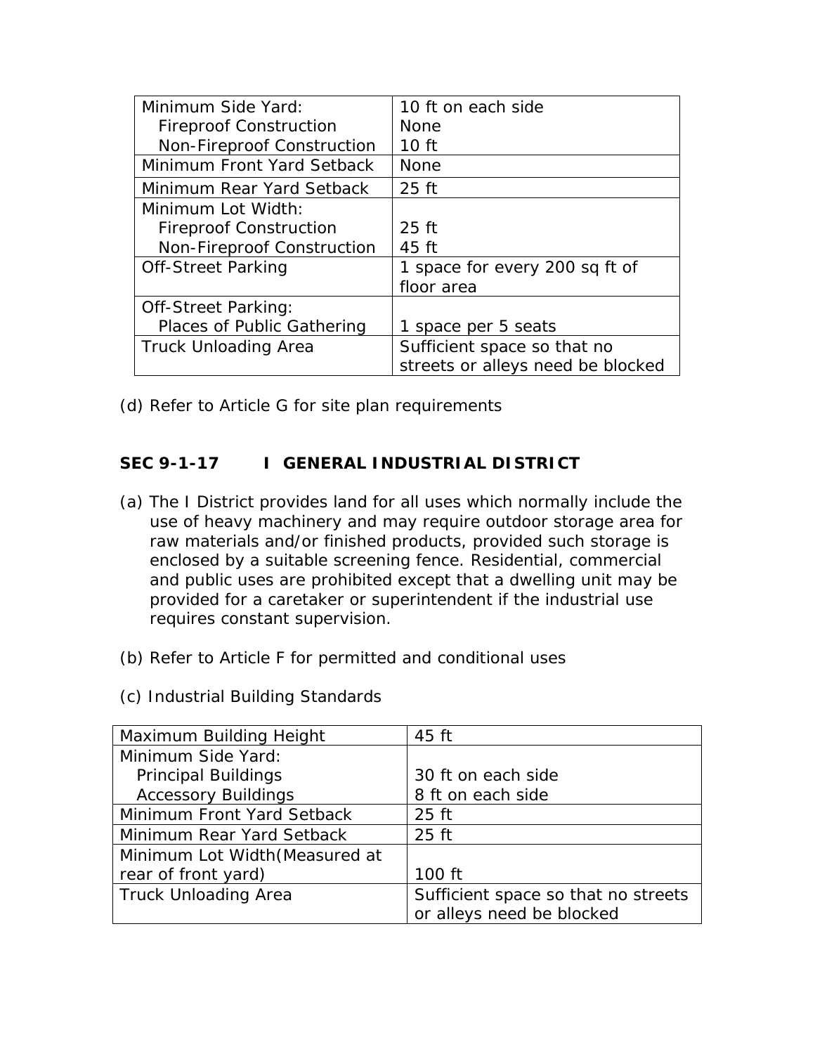| Minimum Side Yard:<br>Fireproof Construction<br>Non-Fireproof Construction | 10 ft on each side<br>None<br>10 ft |
|---|---|
| Minimum Front Yard Setback | None |
| Minimum Rear Yard Setback | 25 ft |
| Minimum Lot Width:<br>Fireproof Construction<br>Non-Fireproof Construction | <br>25 ft<br>45 ft |
| Off-Street Parking | 1 space for every 200 sq ft of floor area |
| Off-Street Parking:<br>Places of Public Gathering | <br>1 space per 5 seats |
| Truck Unloading Area | Sufficient space so that no streets or alleys need be blocked |

(d) Refer to Article G for site plan requirements

## SEC 9-1-17 I GENERAL INDUSTRIAL DISTRICT

(a) The I District provides land for all uses which normally include the use of heavy machinery and may require outdoor storage area for raw materials and/or finished products, provided such storage is enclosed by a suitable screening fence. Residential, commercial and public uses are prohibited except that a dwelling unit may be provided for a caretaker or superintendent if the industrial use requires constant supervision.

(b) Refer to Article F for permitted and conditional uses

(c) Industrial Building Standards

| Maximum Building Height | 45 ft |
|---|---|
| Minimum Side Yard:<br>Principal Buildings<br>Accessory Buildings | <br>30 ft on each side<br>8 ft on each side |
| Minimum Front Yard Setback | 25 ft |
| Minimum Rear Yard Setback | 25 ft |
| Minimum Lot Width(Measured at rear of front yard) | 100 ft |
| Truck Unloading Area | Sufficient space so that no streets or alleys need be blocked |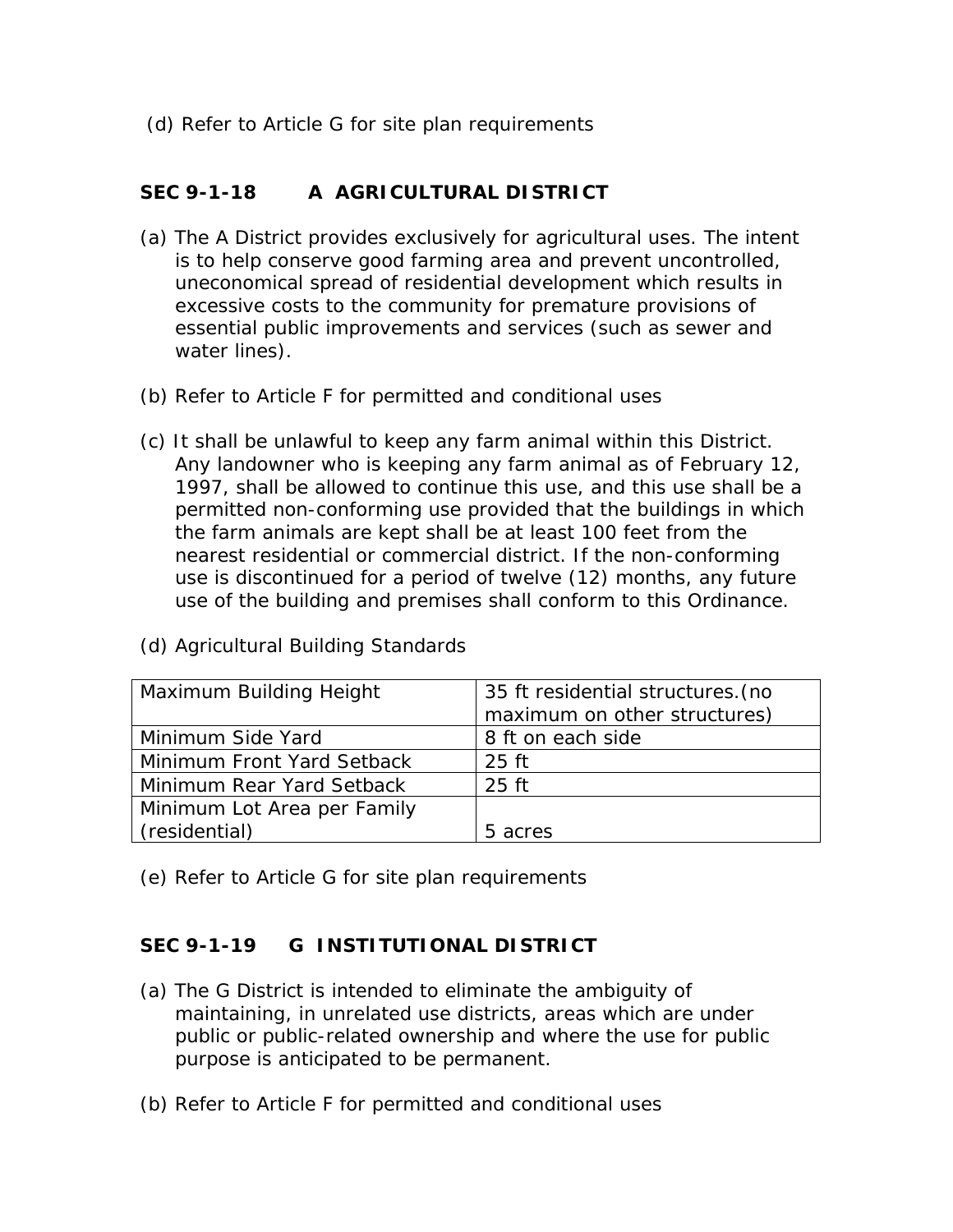(d) Refer to Article G for site plan requirements

## SEC 9-1-18 A AGRICULTURAL DISTRICT

(a) The A District provides exclusively for agricultural uses. The intent is to help conserve good farming area and prevent uncontrolled, uneconomical spread of residential development which results in excessive costs to the community for premature provisions of essential public improvements and services (such as sewer and water lines).

(b) Refer to Article F for permitted and conditional uses

(c) It shall be unlawful to keep any farm animal within this District. Any landowner who is keeping any farm animal as of February 12, 1997, shall be allowed to continue this use, and this use shall be a permitted non-conforming use provided that the buildings in which the farm animals are kept shall be at least 100 feet from the nearest residential or commercial district. If the non-conforming use is discontinued for a period of twelve (12) months, any future use of the building and premises shall conform to this Ordinance.

(d) Agricultural Building Standards

| | |
|---|---|
| Maximum Building Height | 35 ft residential structures.(no maximum on other structures) |
| Minimum Side Yard | 8 ft on each side |
| Minimum Front Yard Setback | 25 ft |
| Minimum Rear Yard Setback | 25 ft |
| Minimum Lot Area per Family (residential) | 5 acres |

(e) Refer to Article G for site plan requirements

## SEC 9-1-19 G INSTITUTIONAL DISTRICT

(a) The G District is intended to eliminate the ambiguity of maintaining, in unrelated use districts, areas which are under public or public-related ownership and where the use for public purpose is anticipated to be permanent.

(b) Refer to Article F for permitted and conditional uses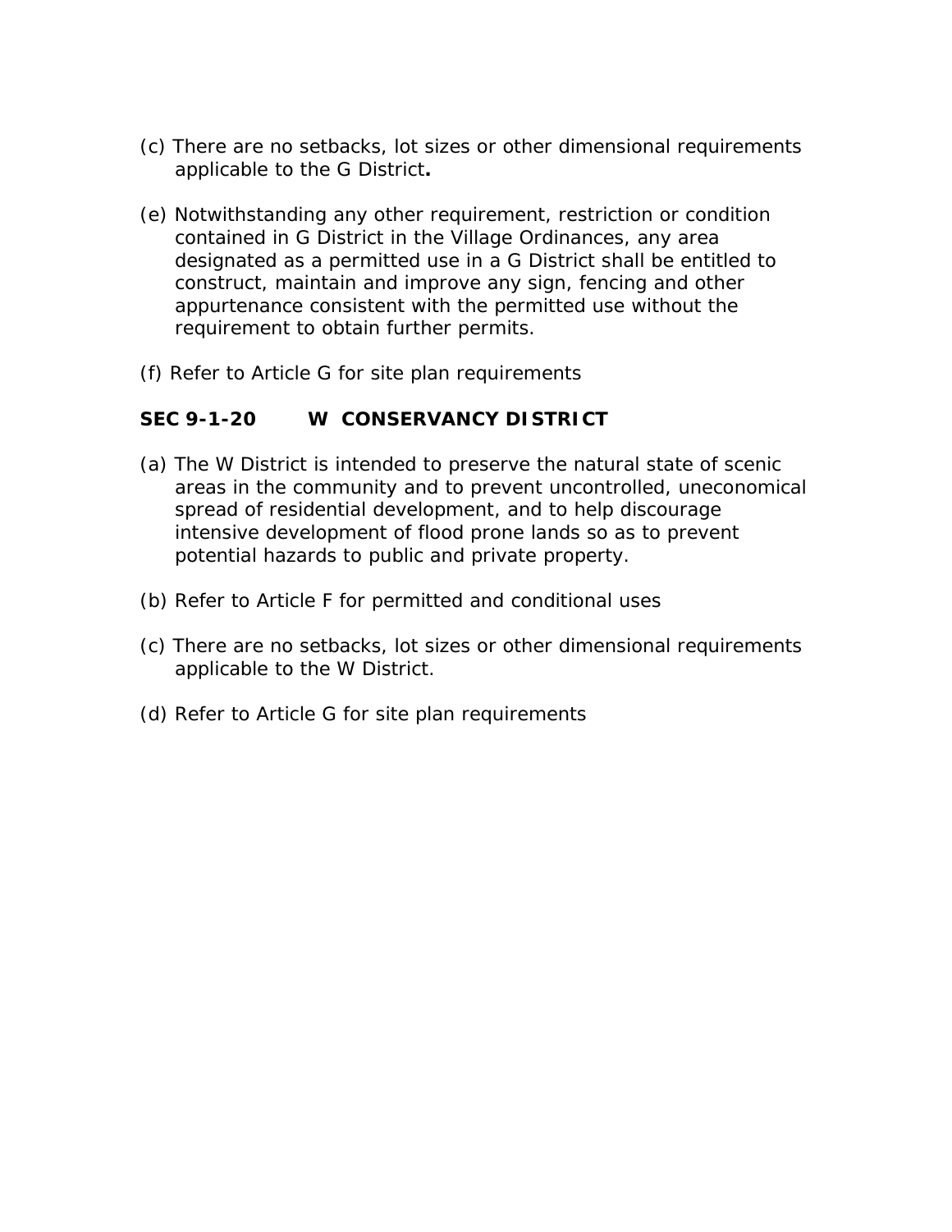(c) There are no setbacks, lot sizes or other dimensional requirements applicable to the G District**.**

(e) Notwithstanding any other requirement, restriction or condition contained in G District in the Village Ordinances, any area designated as a permitted use in a G District shall be entitled to construct, maintain and improve any sign, fencing and other appurtenance consistent with the permitted use without the requirement to obtain further permits.

(f) Refer to Article G for site plan requirements

**SEC 9-1-20 W CONSERVANCY DISTRICT**

(a) The W District is intended to preserve the natural state of scenic areas in the community and to prevent uncontrolled, uneconomical spread of residential development, and to help discourage intensive development of flood prone lands so as to prevent potential hazards to public and private property.

(b) Refer to Article F for permitted and conditional uses

(c) There are no setbacks, lot sizes or other dimensional requirements applicable to the W District.

(d) Refer to Article G for site plan requirements